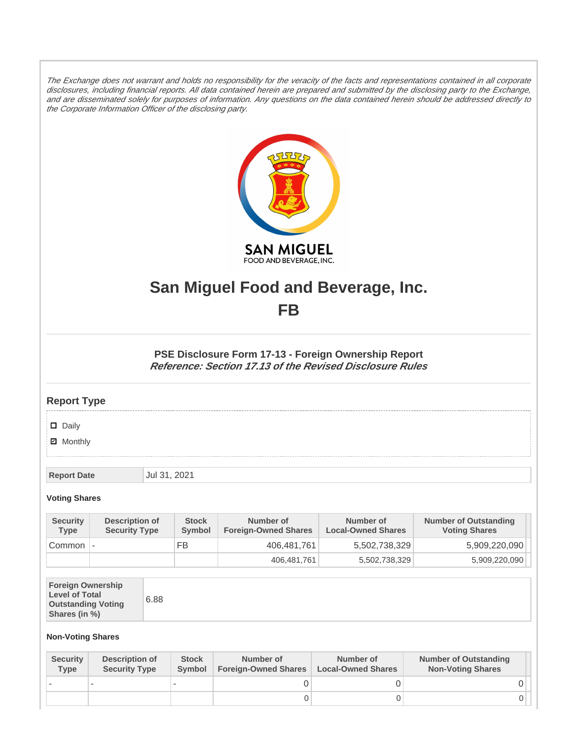*The Exchange does not warrant and holds no responsibility for the veracity of the facts and representations contained in all corporate disclosures, including financial reports. All data contained herein are prepared and submitted by the disclosing party to the Exchange, and are disseminated solely for purposes of information. Any questions on the data contained herein should be addressed directly to the Corporate Information Officer of the disclosing party.*

# San Miguel Food and Beverage, Inc.
# FB

### PSE Disclosure Form 17-13 - Foreign Ownership Report
***Reference: Section 17.13 of the Revised Disclosure Rules***

## Report Type

☐ Daily

☑ Monthly

| Report Date | Jul 31, 2021 |
|---|---|

**Voting Shares**

| Security Type | Description of Security Type | Stock Symbol | Number of Foreign-Owned Shares | Number of Local-Owned Shares | Number of Outstanding Voting Shares |
|---|---|---|---|---|---|
| Common | - | FB | 406,481,761 | 5,502,738,329 | 5,909,220,090 |
| | | | 406,481,761 | 5,502,738,329 | 5,909,220,090 |

| Foreign Ownership Level of Total Outstanding Voting Shares (in %) | 6.88 |
|---|---|

**Non-Voting Shares**

| Security Type | Description of Security Type | Stock Symbol | Number of Foreign-Owned Shares | Number of Local-Owned Shares | Number of Outstanding Non-Voting Shares |
|---|---|---|---|---|---|
| - | - | - | 0 | 0 | 0 |
| | | | 0 | 0 | 0 |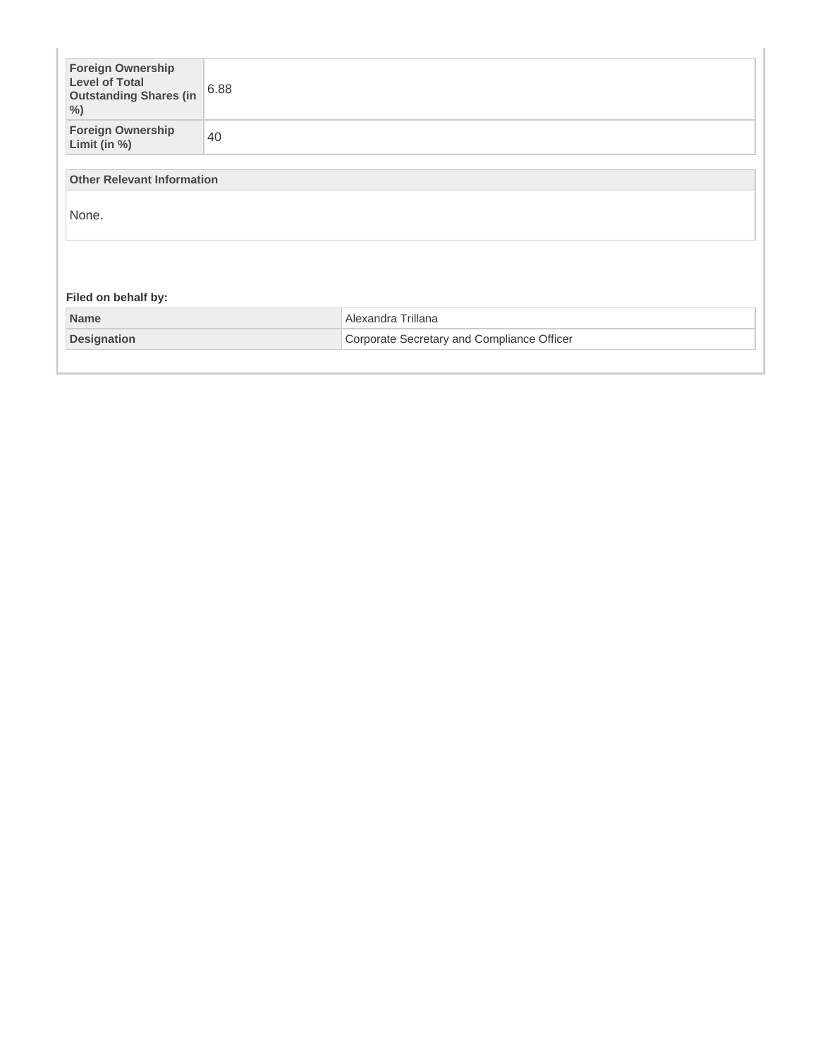| | |
|---|---|
| **Foreign Ownership Level of Total Outstanding Shares (in %)** | 6.88 |
| **Foreign Ownership Limit (in %)** | 40 |

**Other Relevant Information**

None.

**Filed on behalf by:**

| | |
|---|---|
| **Name** | Alexandra Trillana |
| **Designation** | Corporate Secretary and Compliance Officer |